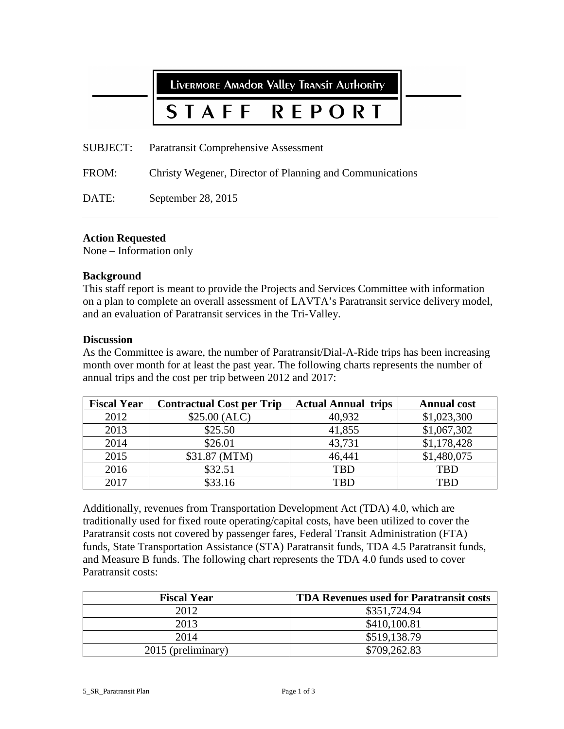LIVERMORE AMADOR VALLEY TRANSIT AUTHORITY

# STAFF REPORT

SUBJECT: Paratransit Comprehensive Assessment

FROM: Christy Wegener, Director of Planning and Communications

DATE: September 28, 2015

---

**Action Requested**
None – Information only

**Background**
This staff report is meant to provide the Projects and Services Committee with information on a plan to complete an overall assessment of LAVTA's Paratransit service delivery model, and an evaluation of Paratransit services in the Tri-Valley.

**Discussion**
As the Committee is aware, the number of Paratransit/Dial-A-Ride trips has been increasing month over month for at least the past year. The following charts represents the number of annual trips and the cost per trip between 2012 and 2017:

| Fiscal Year | Contractual Cost per Trip | Actual Annual trips | Annual cost |
|---|---|---|---|
| 2012 | $25.00 (ALC) | 40,932 | $1,023,300 |
| 2013 | $25.50 | 41,855 | $1,067,302 |
| 2014 | $26.01 | 43,731 | $1,178,428 |
| 2015 | $31.87 (MTM) | 46,441 | $1,480,075 |
| 2016 | $32.51 | TBD | TBD |
| 2017 | $33.16 | TBD | TBD |

Additionally, revenues from Transportation Development Act (TDA) 4.0, which are traditionally used for fixed route operating/capital costs, have been utilized to cover the Paratransit costs not covered by passenger fares, Federal Transit Administration (FTA) funds, State Transportation Assistance (STA) Paratransit funds, TDA 4.5 Paratransit funds, and Measure B funds. The following chart represents the TDA 4.0 funds used to cover Paratransit costs:

| Fiscal Year | TDA Revenues used for Paratransit costs |
|---|---|
| 2012 | $351,724.94 |
| 2013 | $410,100.81 |
| 2014 | $519,138.79 |
| 2015 (preliminary) | $709,262.83 |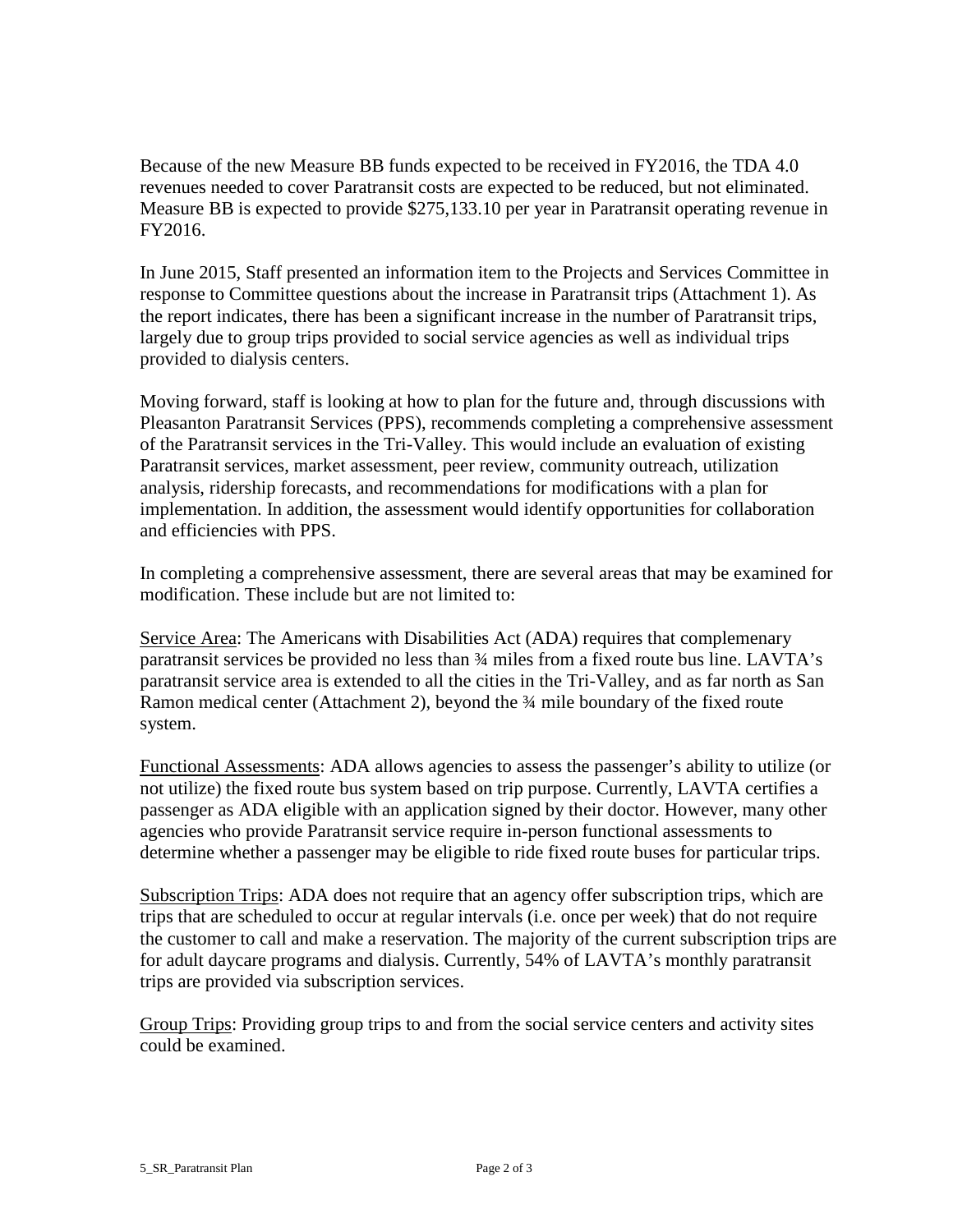Because of the new Measure BB funds expected to be received in FY2016, the TDA 4.0 revenues needed to cover Paratransit costs are expected to be reduced, but not eliminated. Measure BB is expected to provide $275,133.10 per year in Paratransit operating revenue in FY2016.

In June 2015, Staff presented an information item to the Projects and Services Committee in response to Committee questions about the increase in Paratransit trips (Attachment 1). As the report indicates, there has been a significant increase in the number of Paratransit trips, largely due to group trips provided to social service agencies as well as individual trips provided to dialysis centers.

Moving forward, staff is looking at how to plan for the future and, through discussions with Pleasanton Paratransit Services (PPS), recommends completing a comprehensive assessment of the Paratransit services in the Tri-Valley. This would include an evaluation of existing Paratransit services, market assessment, peer review, community outreach, utilization analysis, ridership forecasts, and recommendations for modifications with a plan for implementation. In addition, the assessment would identify opportunities for collaboration and efficiencies with PPS.

In completing a comprehensive assessment, there are several areas that may be examined for modification. These include but are not limited to:

<u>Service Area</u>: The Americans with Disabilities Act (ADA) requires that complemenary paratransit services be provided no less than ¾ miles from a fixed route bus line. LAVTA's paratransit service area is extended to all the cities in the Tri-Valley, and as far north as San Ramon medical center (Attachment 2), beyond the ¾ mile boundary of the fixed route system.

<u>Functional Assessments</u>: ADA allows agencies to assess the passenger's ability to utilize (or not utilize) the fixed route bus system based on trip purpose. Currently, LAVTA certifies a passenger as ADA eligible with an application signed by their doctor. However, many other agencies who provide Paratransit service require in-person functional assessments to determine whether a passenger may be eligible to ride fixed route buses for particular trips.

<u>Subscription Trips</u>: ADA does not require that an agency offer subscription trips, which are trips that are scheduled to occur at regular intervals (i.e. once per week) that do not require the customer to call and make a reservation. The majority of the current subscription trips are for adult daycare programs and dialysis. Currently, 54% of LAVTA's monthly paratransit trips are provided via subscription services.

<u>Group Trips</u>: Providing group trips to and from the social service centers and activity sites could be examined.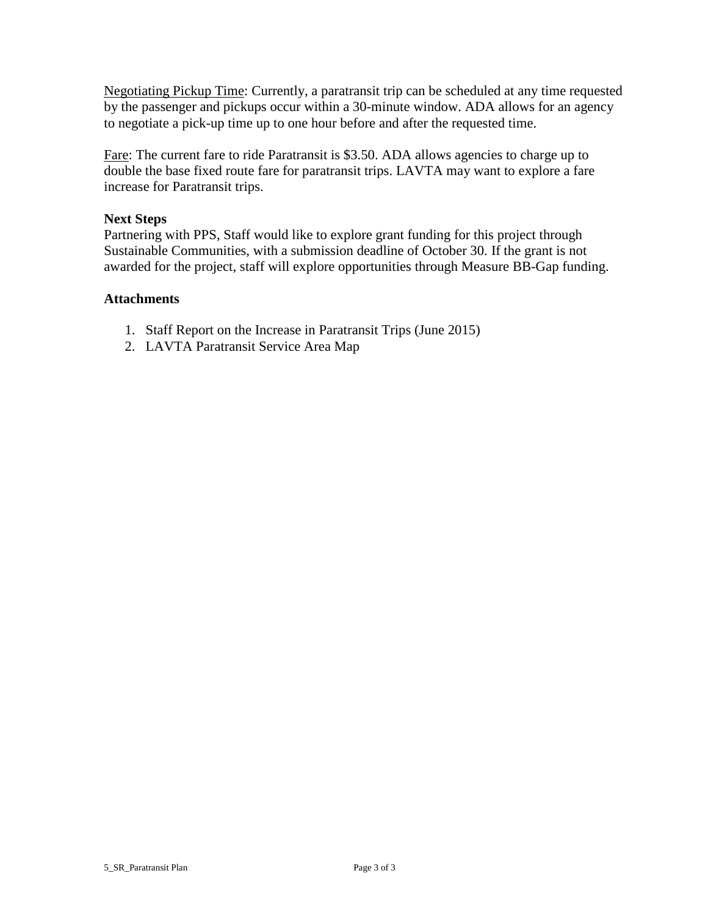Negotiating Pickup Time: Currently, a paratransit trip can be scheduled at any time requested by the passenger and pickups occur within a 30-minute window. ADA allows for an agency to negotiate a pick-up time up to one hour before and after the requested time.

Fare: The current fare to ride Paratransit is $3.50. ADA allows agencies to charge up to double the base fixed route fare for paratransit trips. LAVTA may want to explore a fare increase for Paratransit trips.

**Next Steps**

Partnering with PPS, Staff would like to explore grant funding for this project through Sustainable Communities, with a submission deadline of October 30. If the grant is not awarded for the project, staff will explore opportunities through Measure BB-Gap funding.

**Attachments**

1. Staff Report on the Increase in Paratransit Trips (June 2015)
2. LAVTA Paratransit Service Area Map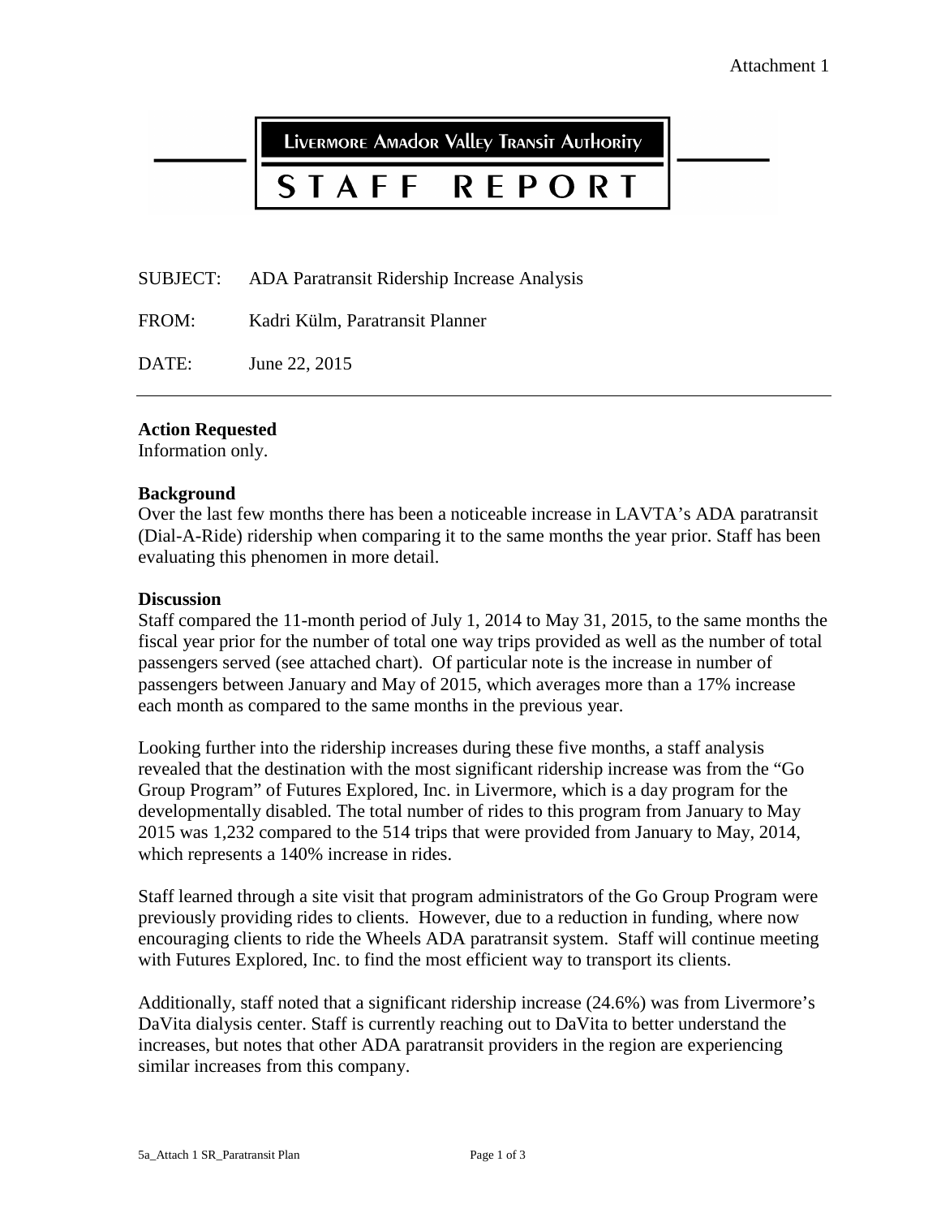Attachment 1

**Livermore Amador Valley Transit Authority**

# STAFF REPORT

SUBJECT: ADA Paratransit Ridership Increase Analysis

FROM: Kadri Külm, Paratransit Planner

DATE: June 22, 2015

---

**Action Requested**
Information only.

**Background**
Over the last few months there has been a noticeable increase in LAVTA's ADA paratransit (Dial-A-Ride) ridership when comparing it to the same months the year prior. Staff has been evaluating this phenomen in more detail.

**Discussion**
Staff compared the 11-month period of July 1, 2014 to May 31, 2015, to the same months the fiscal year prior for the number of total one way trips provided as well as the number of total passengers served (see attached chart). Of particular note is the increase in number of passengers between January and May of 2015, which averages more than a 17% increase each month as compared to the same months in the previous year.

Looking further into the ridership increases during these five months, a staff analysis revealed that the destination with the most significant ridership increase was from the "Go Group Program" of Futures Explored, Inc. in Livermore, which is a day program for the developmentally disabled. The total number of rides to this program from January to May 2015 was 1,232 compared to the 514 trips that were provided from January to May, 2014, which represents a 140% increase in rides.

Staff learned through a site visit that program administrators of the Go Group Program were previously providing rides to clients. However, due to a reduction in funding, where now encouraging clients to ride the Wheels ADA paratransit system. Staff will continue meeting with Futures Explored, Inc. to find the most efficient way to transport its clients.

Additionally, staff noted that a significant ridership increase (24.6%) was from Livermore's DaVita dialysis center. Staff is currently reaching out to DaVita to better understand the increases, but notes that other ADA paratransit providers in the region are experiencing similar increases from this company.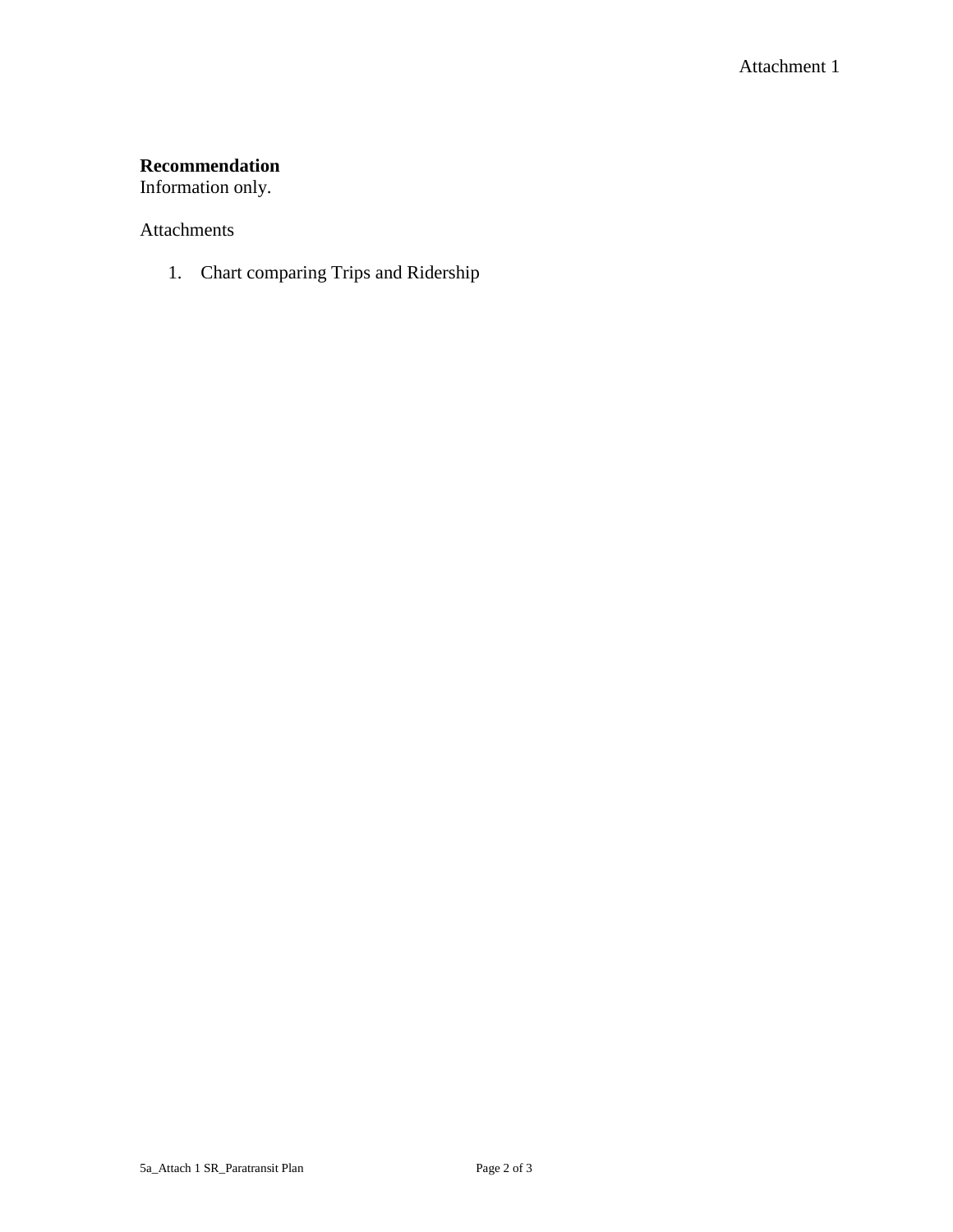**Recommendation**
Information only.

Attachments

1. Chart comparing Trips and Ridership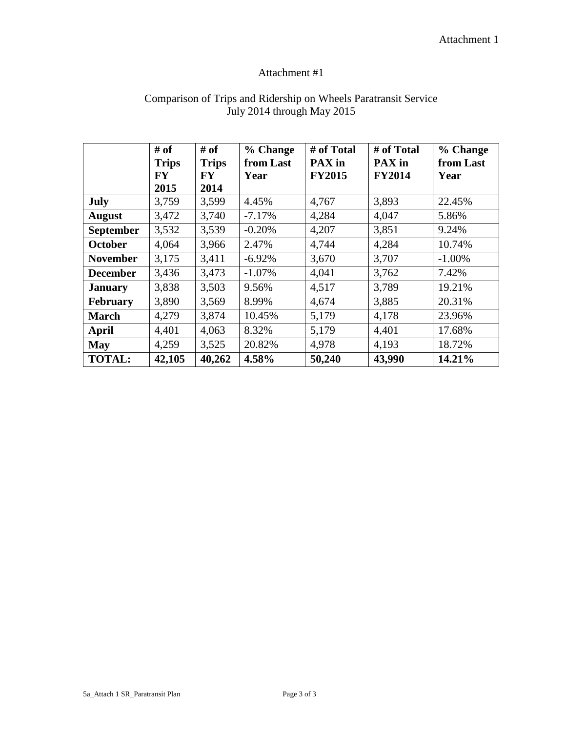Attachment 1

# Attachment #1

## Comparison of Trips and Ridership on Wheels Paratransit Service July 2014 through May 2015

| | **# of Trips FY 2015** | **# of Trips FY 2014** | **% Change from Last Year** | **# of Total PAX in FY2015** | **# of Total PAX in FY2014** | **% Change from Last Year** |
|---|---|---|---|---|---|---|
| **July** | 3,759 | 3,599 | 4.45% | 4,767 | 3,893 | 22.45% |
| **August** | 3,472 | 3,740 | -7.17% | 4,284 | 4,047 | 5.86% |
| **September** | 3,532 | 3,539 | -0.20% | 4,207 | 3,851 | 9.24% |
| **October** | 4,064 | 3,966 | 2.47% | 4,744 | 4,284 | 10.74% |
| **November** | 3,175 | 3,411 | -6.92% | 3,670 | 3,707 | -1.00% |
| **December** | 3,436 | 3,473 | -1.07% | 4,041 | 3,762 | 7.42% |
| **January** | 3,838 | 3,503 | 9.56% | 4,517 | 3,789 | 19.21% |
| **February** | 3,890 | 3,569 | 8.99% | 4,674 | 3,885 | 20.31% |
| **March** | 4,279 | 3,874 | 10.45% | 5,179 | 4,178 | 23.96% |
| **April** | 4,401 | 4,063 | 8.32% | 5,179 | 4,401 | 17.68% |
| **May** | 4,259 | 3,525 | 20.82% | 4,978 | 4,193 | 18.72% |
| **TOTAL:** | **42,105** | **40,262** | **4.58%** | **50,240** | **43,990** | **14.21%** |

5a_Attach 1 SR_Paratransit Plan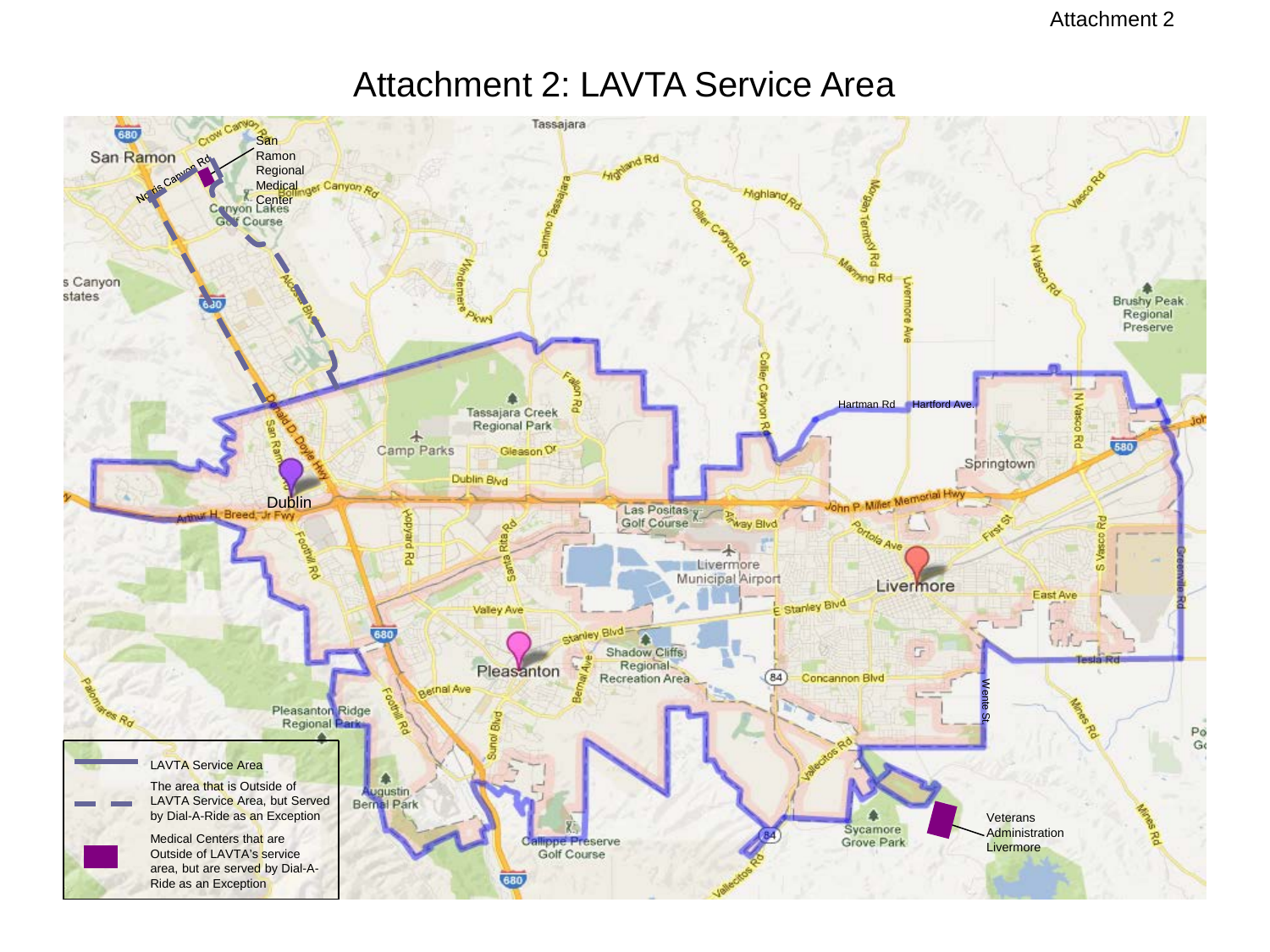# Attachment 2: LAVTA Service Area

San Ramon Regional Medical Center

Veterans Administration Livermore

Hartman Rd

Hartford Ave.

LAVTA Service Area

The area that is Outside of LAVTA Service Area, but Served by Dial-A-Ride as an Exception

Medical Centers that are Outside of LAVTA's service area, but are served by Dial-A-Ride as an Exception